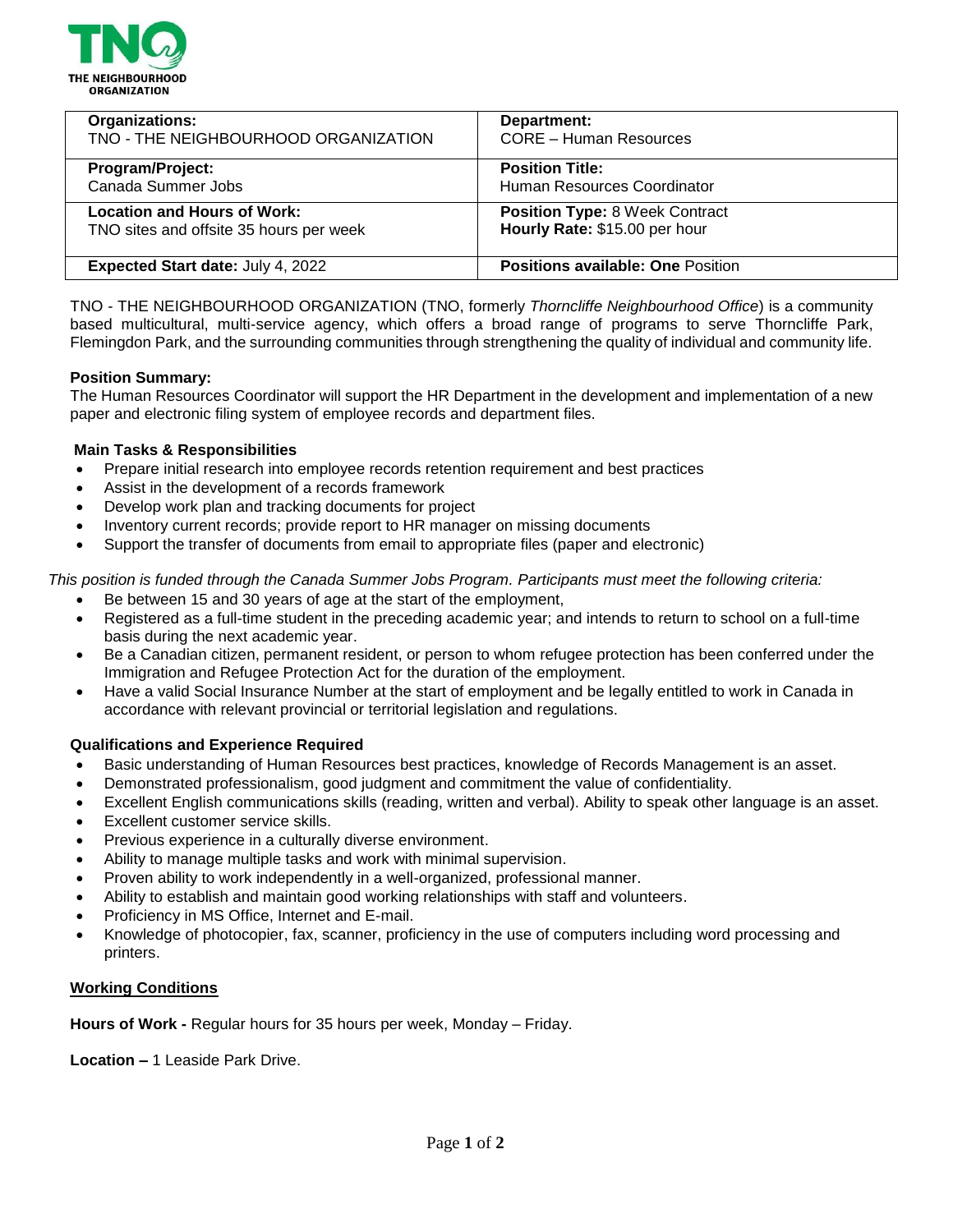| Organizations: TNO - THE NEIGHBOURHOOD ORGANIZATION | Department: CORE – Human Resources |
|---|---|
| **Program/Project:** Canada Summer Jobs | **Position Title:** Human Resources Coordinator |
| **Location and Hours of Work:** TNO sites and offsite 35 hours per week | **Position Type:** 8 Week Contract **Hourly Rate:** $15.00 per hour |
| **Expected Start date:** July 4, 2022 | **Positions available: One** Position |

TNO - THE NEIGHBOURHOOD ORGANIZATION (TNO, formerly *Thorncliffe Neighbourhood Office*) is a community based multicultural, multi-service agency, which offers a broad range of programs to serve Thorncliffe Park, Flemingdon Park, and the surrounding communities through strengthening the quality of individual and community life.

**Position Summary:**
The Human Resources Coordinator will support the HR Department in the development and implementation of a new paper and electronic filing system of employee records and department files.

**Main Tasks & Responsibilities**

- Prepare initial research into employee records retention requirement and best practices
- Assist in the development of a records framework
- Develop work plan and tracking documents for project
- Inventory current records; provide report to HR manager on missing documents
- Support the transfer of documents from email to appropriate files (paper and electronic)

*This position is funded through the Canada Summer Jobs Program. Participants must meet the following criteria:*

- Be between 15 and 30 years of age at the start of the employment,
- Registered as a full-time student in the preceding academic year; and intends to return to school on a full-time basis during the next academic year.
- Be a Canadian citizen, permanent resident, or person to whom refugee protection has been conferred under the Immigration and Refugee Protection Act for the duration of the employment.
- Have a valid Social Insurance Number at the start of employment and be legally entitled to work in Canada in accordance with relevant provincial or territorial legislation and regulations.

**Qualifications and Experience Required**

- Basic understanding of Human Resources best practices, knowledge of Records Management is an asset.
- Demonstrated professionalism, good judgment and commitment the value of confidentiality.
- Excellent English communications skills (reading, written and verbal). Ability to speak other language is an asset.
- Excellent customer service skills.
- Previous experience in a culturally diverse environment.
- Ability to manage multiple tasks and work with minimal supervision.
- Proven ability to work independently in a well-organized, professional manner.
- Ability to establish and maintain good working relationships with staff and volunteers.
- Proficiency in MS Office, Internet and E-mail.
- Knowledge of photocopier, fax, scanner, proficiency in the use of computers including word processing and printers.

**Working Conditions**

**Hours of Work -** Regular hours for 35 hours per week, Monday – Friday.

**Location –** 1 Leaside Park Drive.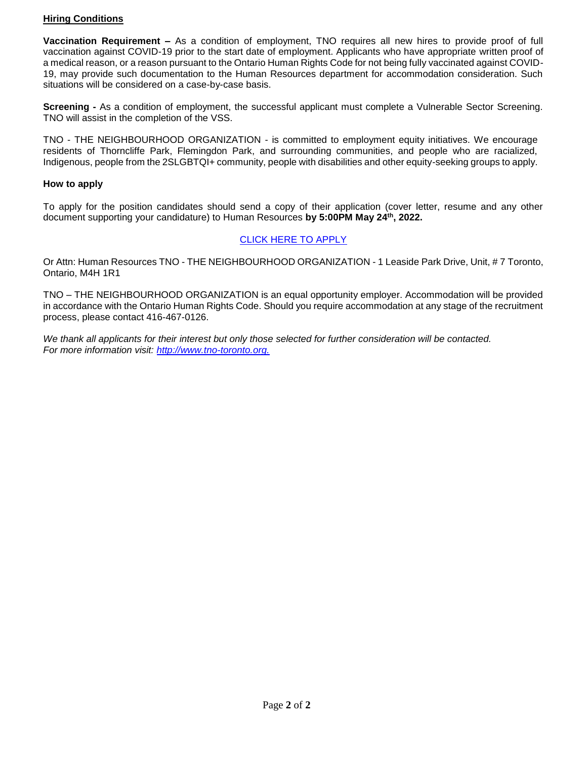## Hiring Conditions

**Vaccination Requirement –** As a condition of employment, TNO requires all new hires to provide proof of full vaccination against COVID-19 prior to the start date of employment. Applicants who have appropriate written proof of a medical reason, or a reason pursuant to the Ontario Human Rights Code for not being fully vaccinated against COVID-19, may provide such documentation to the Human Resources department for accommodation consideration. Such situations will be considered on a case-by-case basis.

**Screening -** As a condition of employment, the successful applicant must complete a Vulnerable Sector Screening. TNO will assist in the completion of the VSS.

TNO - THE NEIGHBOURHOOD ORGANIZATION - is committed to employment equity initiatives. We encourage residents of Thorncliffe Park, Flemingdon Park, and surrounding communities, and people who are racialized, Indigenous, people from the 2SLGBTQI+ community, people with disabilities and other equity-seeking groups to apply.

### How to apply

To apply for the position candidates should send a copy of their application (cover letter, resume and any other document supporting your candidature) to Human Resources **by 5:00PM May 24th, 2022.**

CLICK HERE TO APPLY

Or Attn: Human Resources TNO - THE NEIGHBOURHOOD ORGANIZATION - 1 Leaside Park Drive, Unit, # 7 Toronto, Ontario, M4H 1R1

TNO – THE NEIGHBOURHOOD ORGANIZATION is an equal opportunity employer. Accommodation will be provided in accordance with the Ontario Human Rights Code. Should you require accommodation at any stage of the recruitment process, please contact 416-467-0126.

*We thank all applicants for their interest but only those selected for further consideration will be contacted.*
*For more information visit: http://www.tno-toronto.org.*